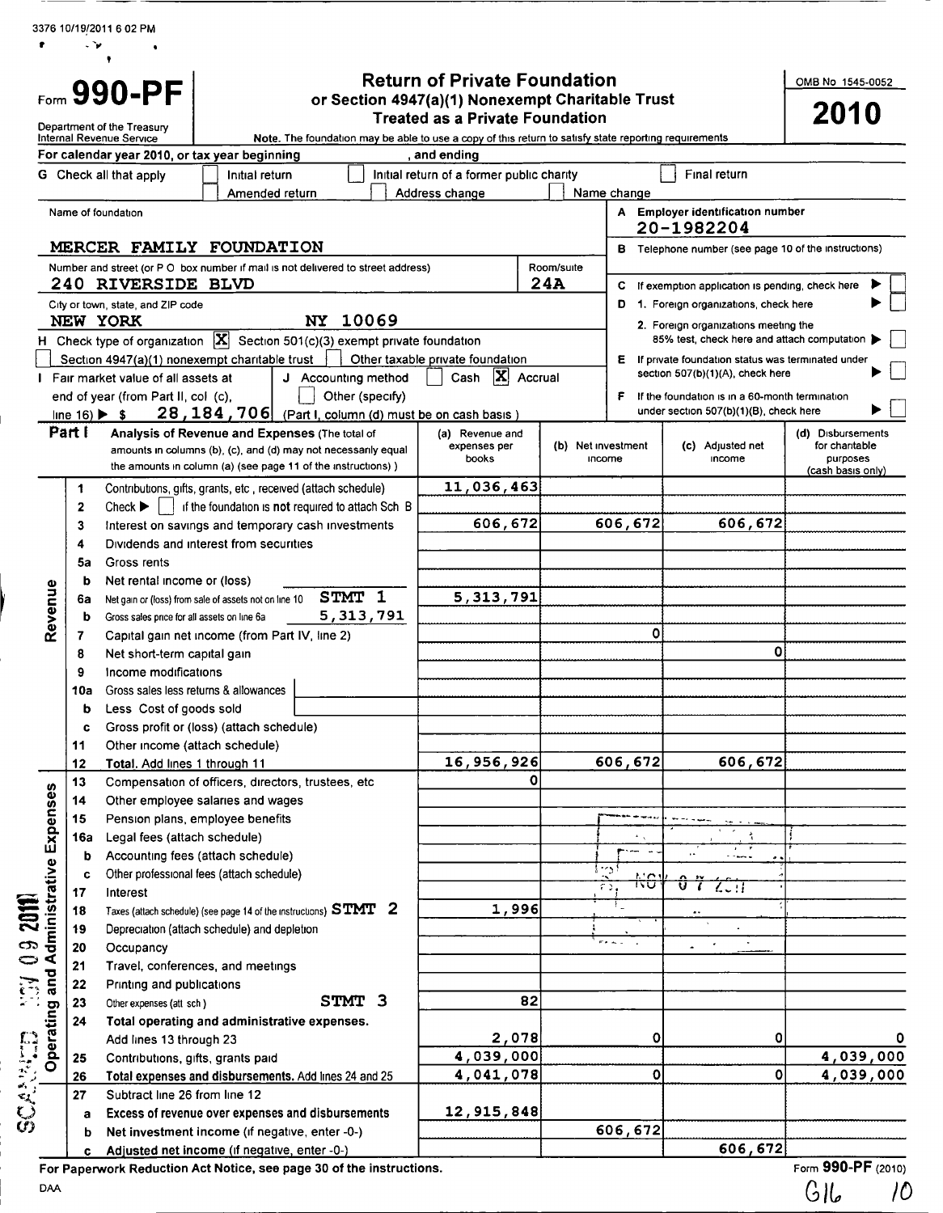Form **990-PF**

Department of the Treasury
Internal Revenue Service

# Return of Private Foundation
## or Section 4947(a)(1) Nonexempt Charitable Trust Treated as a Private Foundation

Note. The foundation may be able to use a copy of this return to satisfy state reporting requirements

OMB No 1545-0052

**2010**

For calendar year 2010, or tax year beginning , and ending

G Check all that apply: ☐ Initial return ☐ Initial return of a former public charity ☐ Final return ☐ Amended return ☐ Address change ☐ Name change

Name of foundation: MERCER FAMILY FOUNDATION

A Employer identification number: 20-1982204

Number and street (or P O box number if mail is not delivered to street address): 240 RIVERSIDE BLVD — Room/suite: 24A

B Telephone number (see page 10 of the instructions)

City or town, state, and ZIP code: NEW YORK NY 10069

C If exemption application is pending, check here ☐

D 1. Foreign organizations, check here ☐
2. Foreign organizations meeting the 85% test, check here and attach computation ☐

H Check type of organization: ☒ Section 501(c)(3) exempt private foundation ☐ Section 4947(a)(1) nonexempt charitable trust ☐ Other taxable private foundation

E If private foundation status was terminated under section 507(b)(1)(A), check here ☐

I Fair market value of all assets at end of year (from Part II, col (c), line 16) ▶ $ 28,184,706

J Accounting method: ☐ Cash ☒ Accrual ☐ Other (specify) (Part I, column (d) must be on cash basis)

F If the foundation is in a 60-month termination under section 507(b)(1)(B), check here ☐

**Part I — Analysis of Revenue and Expenses** (The total of amounts in columns (b), (c), and (d) may not necessarily equal the amounts in column (a) (see page 11 of the instructions))

| | Line | Description | (a) Revenue and expenses per books | (b) Net investment income | (c) Adjusted net income | (d) Disbursements for charitable purposes (cash basis only) |
|---|---|---|---|---|---|---|
| Revenue | 1 | Contributions, gifts, grants, etc, received (attach schedule) | 11,036,463 | | | |
| | 2 | Check ▶ ☐ if the foundation is not required to attach Sch B | | | | |
| | 3 | Interest on savings and temporary cash investments | 606,672 | 606,672 | 606,672 | |
| | 4 | Dividends and interest from securities | | | | |
| | 5a | Gross rents | | | | |
| | b | Net rental income or (loss) | | | | |
| | 6a | Net gain or (loss) from sale of assets not on line 10 STMT 1 | 5,313,791 | | | |
| | b | Gross sales price for all assets on line 6a 5,313,791 | | | | |
| | 7 | Capital gain net income (from Part IV, line 2) | | 0 | | |
| | 8 | Net short-term capital gain | | | 0 | |
| | 9 | Income modifications | | | | |
| | 10a | Gross sales less returns & allowances | | | | |
| | b | Less Cost of goods sold | | | | |
| | c | Gross profit or (loss) (attach schedule) | | | | |
| | 11 | Other income (attach schedule) | | | | |
| | 12 | **Total.** Add lines 1 through 11 | 16,956,926 | 606,672 | 606,672 | |
| Operating and Administrative Expenses | 13 | Compensation of officers, directors, trustees, etc | 0 | | | |
| | 14 | Other employee salaries and wages | | | | |
| | 15 | Pension plans, employee benefits | | | | |
| | 16a | Legal fees (attach schedule) | | | | |
| | b | Accounting fees (attach schedule) | | | | |
| | c | Other professional fees (attach schedule) | | | | |
| | 17 | Interest | | | | |
| | 18 | Taxes (attach schedule) (see page 14 of the instructions) STMT 2 | 1,996 | | | |
| | 19 | Depreciation (attach schedule) and depletion | | | | |
| | 20 | Occupancy | | | | |
| | 21 | Travel, conferences, and meetings | | | | |
| | 22 | Printing and publications | | | | |
| | 23 | Other expenses (att sch) STMT 3 | 82 | | | |
| | 24 | **Total operating and administrative expenses.** Add lines 13 through 23 | 2,078 | 0 | 0 | 0 |
| | 25 | Contributions, gifts, grants paid | 4,039,000 | | | 4,039,000 |
| | 26 | **Total expenses and disbursements.** Add lines 24 and 25 | 4,041,078 | 0 | 0 | 4,039,000 |
| | 27 | Subtract line 26 from line 12 | | | | |
| | a | Excess of revenue over expenses and disbursements | 12,915,848 | | | |
| | b | **Net investment income** (if negative, enter -0-) | | 606,672 | | |
| | c | **Adjusted net income** (if negative, enter -0-) | | | 606,672 | |

For Paperwork Reduction Act Notice, see page 30 of the instructions.

DAA

Form **990-PF** (2010)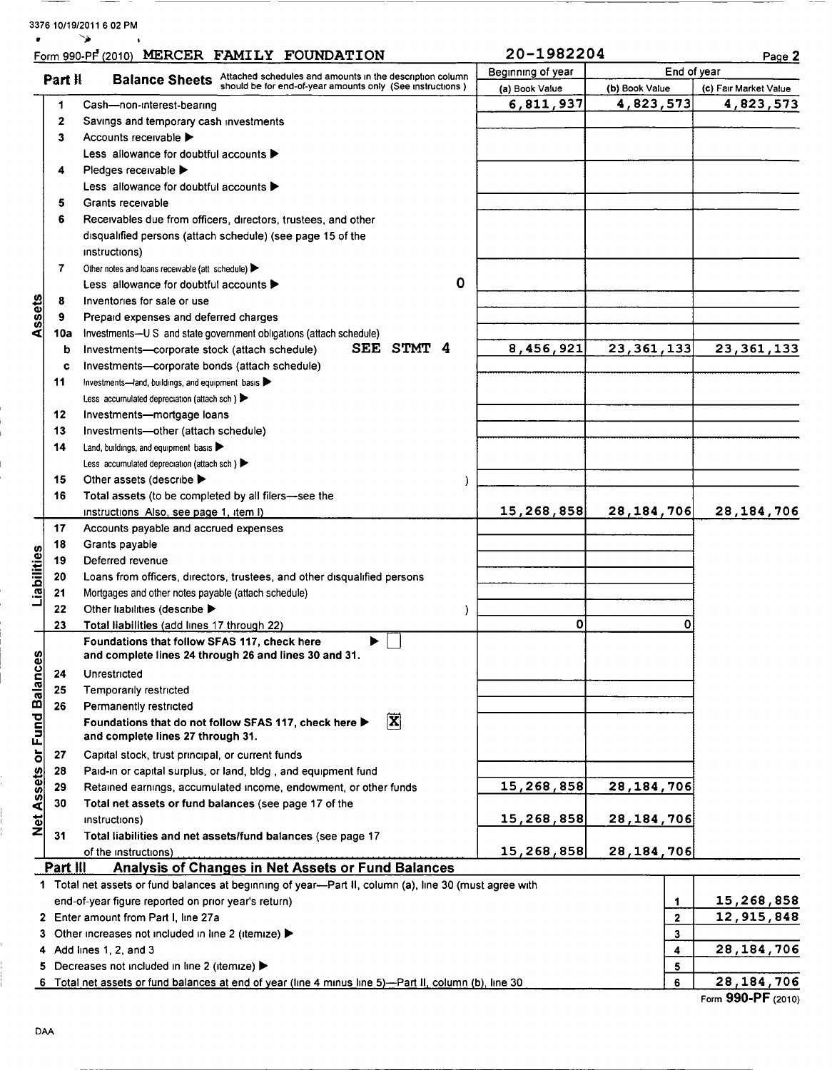3376 10/19/2011 6 02 PM

Form 990-PF (2010) MERCER FAMILY FOUNDATION 20-1982204 Page **2**

| **Part II** | **Balance Sheets** Attached schedules and amounts in the description column should be for end-of-year amounts only (See instructions ) | Beginning of year (a) Book Value | End of year (b) Book Value | (c) Fair Market Value |
|---|---|---|---|---|
| **Assets** 1 | Cash—non-interest-bearing | 6,811,937 | 4,823,573 | 4,823,573 |
| 2 | Savings and temporary cash investments | | | |
| 3 | Accounts receivable ▶ | | | |
| | Less allowance for doubtful accounts ▶ | | | |
| 4 | Pledges receivable ▶ | | | |
| | Less allowance for doubtful accounts ▶ | | | |
| 5 | Grants receivable | | | |
| 6 | Receivables due from officers, directors, trustees, and other disqualified persons (attach schedule) (see page 15 of the instructions) | | | |
| 7 | Other notes and loans receivable (att schedule) ▶ | | | |
| | Less allowance for doubtful accounts ▶ 0 | | | |
| 8 | Inventories for sale or use | | | |
| 9 | Prepaid expenses and deferred charges | | | |
| 10a | Investments—U S and state government obligations (attach schedule) | | | |
| b | Investments—corporate stock (attach schedule) SEE STMT 4 | 8,456,921 | 23,361,133 | 23,361,133 |
| c | Investments—corporate bonds (attach schedule) | | | |
| 11 | Investments—land, buildings, and equipment basis ▶ | | | |
| | Less accumulated depreciation (attach sch ) ▶ | | | |
| 12 | Investments—mortgage loans | | | |
| 13 | Investments—other (attach schedule) | | | |
| 14 | Land, buildings, and equipment basis ▶ | | | |
| | Less accumulated depreciation (attach sch ) ▶ | | | |
| 15 | Other assets (describe ▶ ) | | | |
| 16 | **Total assets** (to be completed by all filers—see the instructions Also, see page 1, item I) | 15,268,858 | 28,184,706 | 28,184,706 |
| **Liabilities** 17 | Accounts payable and accrued expenses | | | |
| 18 | Grants payable | | | |
| 19 | Deferred revenue | | | |
| 20 | Loans from officers, directors, trustees, and other disqualified persons | | | |
| 21 | Mortgages and other notes payable (attach schedule) | | | |
| 22 | Other liabilities (describe ▶ ) | | | |
| 23 | **Total liabilities** (add lines 17 through 22) | 0 | 0 | |
| **Net Assets or Fund Balances** | **Foundations that follow SFAS 117, check here** ▶ ☐ **and complete lines 24 through 26 and lines 30 and 31.** | | | |
| 24 | Unrestricted | | | |
| 25 | Temporarily restricted | | | |
| 26 | Permanently restricted | | | |
| | **Foundations that do not follow SFAS 117, check here** ▶ ☒ **and complete lines 27 through 31.** | | | |
| 27 | Capital stock, trust principal, or current funds | | | |
| 28 | Paid-in or capital surplus, or land, bldg , and equipment fund | | | |
| 29 | Retained earnings, accumulated income, endowment, or other funds | 15,268,858 | 28,184,706 | |
| 30 | **Total net assets or fund balances** (see page 17 of the instructions) | 15,268,858 | 28,184,706 | |
| 31 | **Total liabilities and net assets/fund balances** (see page 17 of the instructions) | 15,268,858 | 28,184,706 | |

**Part III Analysis of Changes in Net Assets or Fund Balances**

| | | | |
|---|---|---|---|
| 1 | Total net assets or fund balances at beginning of year—Part II, column (a), line 30 (must agree with end-of-year figure reported on prior year's return) | 1 | 15,268,858 |
| 2 | Enter amount from Part I, line 27a | 2 | 12,915,848 |
| 3 | Other increases not included in line 2 (itemize) ▶ | 3 | |
| 4 | Add lines 1, 2, and 3 | 4 | 28,184,706 |
| 5 | Decreases not included in line 2 (itemize) ▶ | 5 | |
| 6 | Total net assets or fund balances at end of year (line 4 minus line 5)—Part II, column (b), line 30 | 6 | 28,184,706 |

Form **990-PF** (2010)

DAA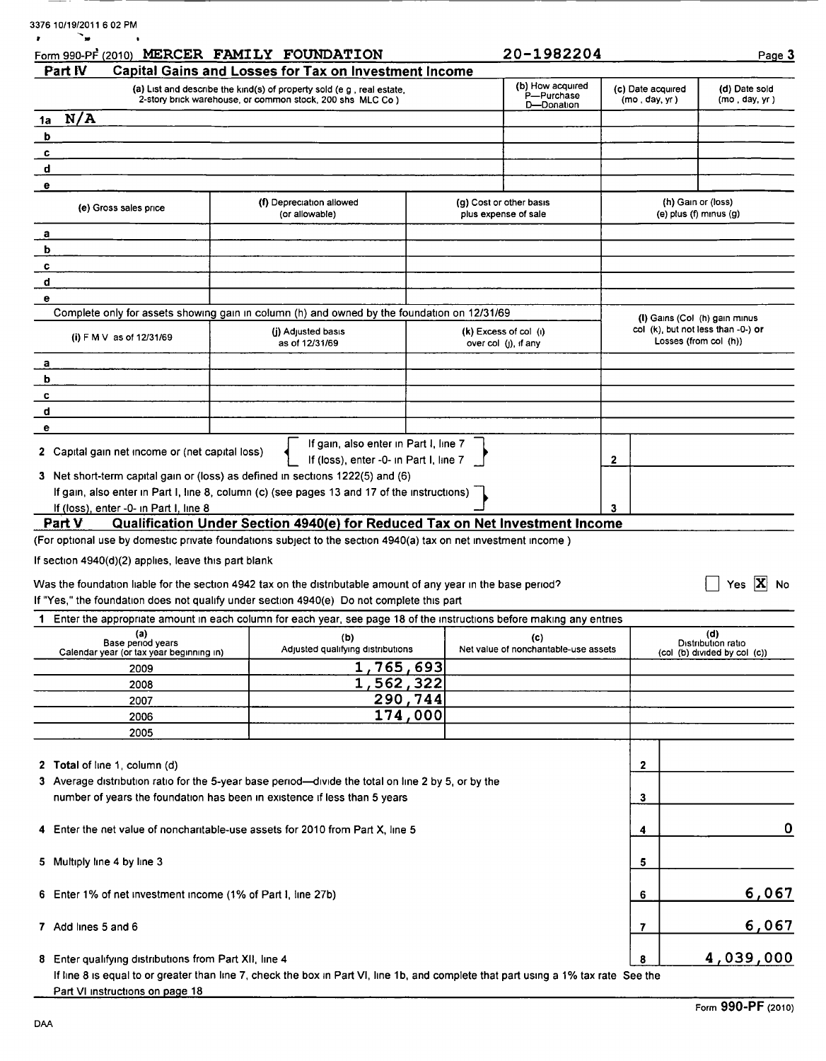Form 990-PF (2010) MERCER FAMILY FOUNDATION 20-1982204

## Part IV Capital Gains and Losses for Tax on Investment Income

| | (a) List and describe the kind(s) of property sold (e g , real estate, 2-story brick warehouse, or common stock, 200 shs MLC Co ) | (b) How acquired P—Purchase D—Donation | (c) Date acquired (mo , day, yr ) | (d) Date sold (mo , day, yr ) |
|---|---|---|---|---|
| 1a | N/A | | | |
| b | | | | |
| c | | | | |
| d | | | | |
| e | | | | |

| | (e) Gross sales price | (f) Depreciation allowed (or allowable) | (g) Cost or other basis plus expense of sale | (h) Gain or (loss) (e) plus (f) minus (g) |
|---|---|---|---|---|
| a | | | | |
| b | | | | |
| c | | | | |
| d | | | | |
| e | | | | |

Complete only for assets showing gain in column (h) and owned by the foundation on 12/31/69

| | (i) F M V as of 12/31/69 | (j) Adjusted basis as of 12/31/69 | (k) Excess of col (i) over col (j), if any | (l) Gains (Col (h) gain minus col (k), but not less than -0-) or Losses (from col (h)) |
|---|---|---|---|---|
| a | | | | |
| b | | | | |
| c | | | | |
| d | | | | |
| e | | | | |

2 Capital gain net income or (net capital loss) — If gain, also enter in Part I, line 7; If (loss), enter -0- in Part I, line 7 — **2**

3 Net short-term capital gain or (loss) as defined in sections 1222(5) and (6)
If gain, also enter in Part I, line 8, column (c) (see pages 13 and 17 of the instructions)
If (loss), enter -0- in Part I, line 8 — **3**

## Part V Qualification Under Section 4940(e) for Reduced Tax on Net Investment Income

(For optional use by domestic private foundations subject to the section 4940(a) tax on net investment income )

If section 4940(d)(2) applies, leave this part blank

Was the foundation liable for the section 4942 tax on the distributable amount of any year in the base period? ☐ Yes ☒ No

If "Yes," the foundation does not qualify under section 4940(e) Do not complete this part

1 Enter the appropriate amount in each column for each year, see page 18 of the instructions before making any entries

| (a) Base period years Calendar year (or tax year beginning in) | (b) Adjusted qualifying distributions | (c) Net value of noncharitable-use assets | (d) Distribution ratio (col (b) divided by col (c)) |
|---|---|---|---|
| 2009 | 1,765,693 | | |
| 2008 | 1,562,322 | | |
| 2007 | 290,744 | | |
| 2006 | 174,000 | | |
| 2005 | | | |

| | | |
|---|---|---|
| 2 Total of line 1, column (d) | 2 | |
| 3 Average distribution ratio for the 5-year base period—divide the total on line 2 by 5, or by the number of years the foundation has been in existence if less than 5 years | 3 | |
| 4 Enter the net value of noncharitable-use assets for 2010 from Part X, line 5 | 4 | 0 |
| 5 Multiply line 4 by line 3 | 5 | |
| 6 Enter 1% of net investment income (1% of Part I, line 27b) | 6 | 6,067 |
| 7 Add lines 5 and 6 | 7 | 6,067 |
| 8 Enter qualifying distributions from Part XII, line 4 | 8 | 4,039,000 |

If line 8 is equal to or greater than line 7, check the box in Part VI, line 1b, and complete that part using a 1% tax rate See the Part VI instructions on page 18

Form **990-PF** (2010)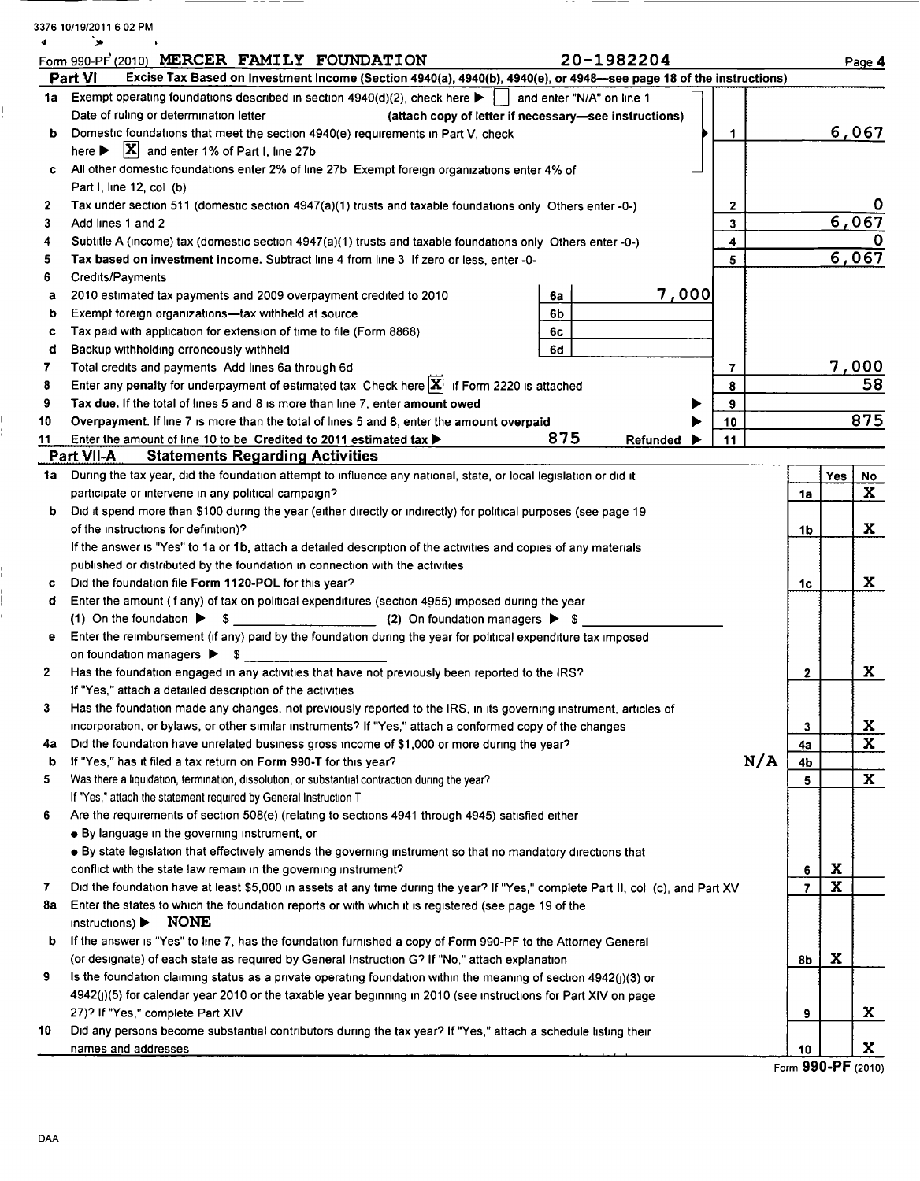3376 10/19/2011 6 02 PM

Form 990-PF (2010) MERCER FAMILY FOUNDATION 20-1982204 Page 4

**Part VI Excise Tax Based on Investment Income (Section 4940(a), 4940(b), 4940(e), or 4948—see page 18 of the instructions)**

| | | | | | |
|---|---|---|---|---|---|
| 1a | Exempt operating foundations described in section 4940(d)(2), check here ▶ [ ] and enter "N/A" on line 1 | | | | |
| | Date of ruling or determination letter (attach copy of letter if necessary—see instructions) | | | | |
| b | Domestic foundations that meet the section 4940(e) requirements in Part V, check here ▶ [X] and enter 1% of Part I, line 27b | | | 1 | 6,067 |
| c | All other domestic foundations enter 2% of line 27b Exempt foreign organizations enter 4% of Part I, line 12, col (b) | | | | |
| 2 | Tax under section 511 (domestic section 4947(a)(1) trusts and taxable foundations only Others enter -0-) | | | 2 | 0 |
| 3 | Add lines 1 and 2 | | | 3 | 6,067 |
| 4 | Subtitle A (income) tax (domestic section 4947(a)(1) trusts and taxable foundations only Others enter -0-) | | | 4 | 0 |
| 5 | **Tax based on investment income.** Subtract line 4 from line 3 If zero or less, enter -0- | | | 5 | 6,067 |
| 6 | Credits/Payments | | | | |
| a | 2010 estimated tax payments and 2009 overpayment credited to 2010 | 6a | 7,000 | | |
| b | Exempt foreign organizations—tax withheld at source | 6b | | | |
| c | Tax paid with application for extension of time to file (Form 8868) | 6c | | | |
| d | Backup withholding erroneously withheld | 6d | | | |
| 7 | Total credits and payments Add lines 6a through 6d | | | 7 | 7,000 |
| 8 | Enter any **penalty** for underpayment of estimated tax Check here [X] if Form 2220 is attached | | | 8 | 58 |
| 9 | **Tax due.** If the total of lines 5 and 8 is more than line 7, enter **amount owed** ▶ | | | 9 | |
| 10 | **Overpayment.** If line 7 is more than the total of lines 5 and 8, enter the **amount overpaid** ▶ | | | 10 | 875 |
| 11 | Enter the amount of line 10 to be **Credited to 2011 estimated tax** ▶ 875 **Refunded** ▶ | | | 11 | |

**Part VII-A Statements Regarding Activities**

| | | | Yes | No |
|---|---|---|---|---|
| 1a | During the tax year, did the foundation attempt to influence any national, state, or local legislation or did it participate or intervene in any political campaign? | 1a | | X |
| b | Did it spend more than $100 during the year (either directly or indirectly) for political purposes (see page 19 of the instructions for definition)? | 1b | | X |
| | If the answer is "Yes" to 1a or 1b, attach a detailed description of the activities and copies of any materials published or distributed by the foundation in connection with the activities | | | |
| c | Did the foundation file **Form 1120-POL** for this year? | 1c | | X |
| d | Enter the amount (if any) of tax on political expenditures (section 4955) imposed during the year (1) On the foundation ▶ $ \_\_\_\_\_\_ (2) On foundation managers ▶ $ \_\_\_\_\_\_ | | | |
| e | Enter the reimbursement (if any) paid by the foundation during the year for political expenditure tax imposed on foundation managers ▶ $ \_\_\_\_\_\_ | | | |
| 2 | Has the foundation engaged in any activities that have not previously been reported to the IRS? If "Yes," attach a detailed description of the activities | 2 | | X |
| 3 | Has the foundation made any changes, not previously reported to the IRS, in its governing instrument, articles of incorporation, or bylaws, or other similar instruments? If "Yes," attach a conformed copy of the changes | 3 | | X |
| 4a | Did the foundation have unrelated business gross income of $1,000 or more during the year? | 4a | | X |
| b | If "Yes," has it filed a tax return on **Form 990-T** for this year? N/A | 4b | | |
| 5 | Was there a liquidation, termination, dissolution, or substantial contraction during the year? If "Yes," attach the statement required by General Instruction T | 5 | | X |
| 6 | Are the requirements of section 508(e) (relating to sections 4941 through 4945) satisfied either<br>• By language in the governing instrument, or<br>• By state legislation that effectively amends the governing instrument so that no mandatory directions that conflict with the state law remain in the governing instrument? | 6 | X | |
| 7 | Did the foundation have at least $5,000 in assets at any time during the year? If "Yes," complete Part II, col (c), and Part XV | 7 | X | |
| 8a | Enter the states to which the foundation reports or with which it is registered (see page 19 of the instructions) ▶ NONE | | | |
| b | If the answer is "Yes" to line 7, has the foundation furnished a copy of Form 990-PF to the Attorney General (or designate) of each state as required by General Instruction G? If "No," attach explanation | 8b | X | |
| 9 | Is the foundation claiming status as a private operating foundation within the meaning of section 4942(j)(3) or 4942(j)(5) for calendar year 2010 or the taxable year beginning in 2010 (see instructions for Part XIV on page 27)? If "Yes," complete Part XIV | 9 | | X |
| 10 | Did any persons become substantial contributors during the tax year? If "Yes," attach a schedule listing their names and addresses | 10 | | X |

Form **990-PF** (2010)

DAA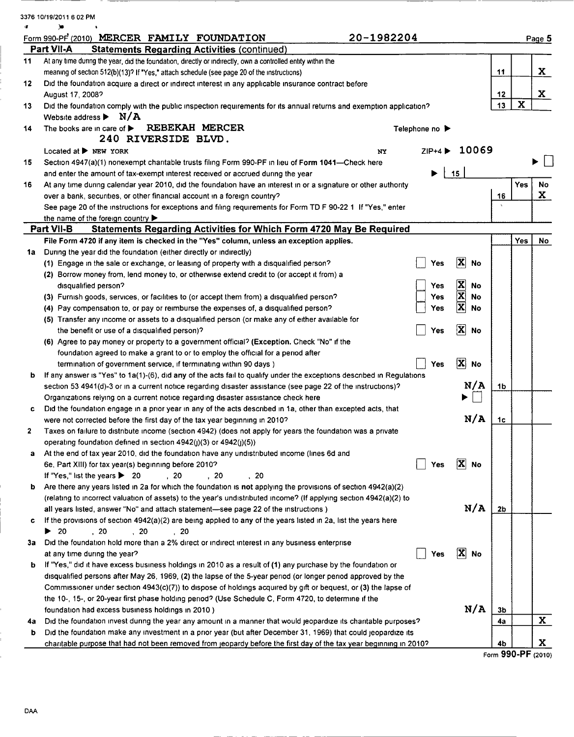Form 990-PF (2010) MERCER FAMILY FOUNDATION 20-1982204

## Part VII-A Statements Regarding Activities (continued)

| | | | Yes | No |
|---|---|---|---|---|
| 11 | At any time during the year, did the foundation, directly or indirectly, own a controlled entity within the meaning of section 512(b)(13)? If "Yes," attach schedule (see page 20 of the instructions) | 11 | | X |
| 12 | Did the foundation acquire a direct or indirect interest in any applicable insurance contract before August 17, 2008? | 12 | | X |
| 13 | Did the foundation comply with the public inspection requirements for its annual returns and exemption application? | 13 | X | |
| | Website address ▶ N/A | | | |

14 The books are in care of ▶ REBEKAH MERCER Telephone no ▶
240 RIVERSIDE BLVD.
Located at ▶ NEW YORK NY ZIP+4 ▶ 10069

15 Section 4947(a)(1) nonexempt charitable trusts filing Form 990-PF in lieu of Form 1041—Check here ▶ ☐
and enter the amount of tax-exempt interest received or accrued during the year ▶ 15

| | | | Yes | No |
|---|---|---|---|---|
| 16 | At any time during calendar year 2010, did the foundation have an interest in or a signature or other authority over a bank, securities, or other financial account in a foreign country? See page 20 of the instructions for exceptions and filing requirements for Form TD F 90-22 1 If "Yes," enter the name of the foreign country ▶ | 16 | | X |

## Part VII-B Statements Regarding Activities for Which Form 4720 May Be Required

File Form 4720 if any item is checked in the "Yes" column, unless an exception applies.

| | | | | Yes | No |
|---|---|---|---|---|---|
| 1a | During the year did the foundation (either directly or indirectly) | | | | |
| | (1) Engage in the sale or exchange, or leasing of property with a disqualified person? | ☐ Yes ☒ No | | | |
| | (2) Borrow money from, lend money to, or otherwise extend credit to (or accept it from) a disqualified person? | ☐ Yes ☒ No | | | |
| | (3) Furnish goods, services, or facilities to (or accept them from) a disqualified person? | ☐ Yes ☒ No | | | |
| | (4) Pay compensation to, or pay or reimburse the expenses of, a disqualified person? | ☐ Yes ☒ No | | | |
| | (5) Transfer any income or assets to a disqualified person (or make any of either available for the benefit or use of a disqualified person)? | ☐ Yes ☒ No | | | |
| | (6) Agree to pay money or property to a government official? (**Exception.** Check "No" if the foundation agreed to make a grant to or to employ the official for a period after termination of government service, if terminating within 90 days ) | ☐ Yes ☒ No | | | |
| b | If any answer is "Yes" to 1a(1)-(6), did any of the acts fail to qualify under the exceptions described in Regulations section 53 4941(d)-3 or in a current notice regarding disaster assistance (see page 22 of the instructions)? | N/A | 1b | | |
| | Organizations relying on a current notice regarding disaster assistance check here | ▶ ☐ | | | |
| c | Did the foundation engage in a prior year in any of the acts described in 1a, other than excepted acts, that were not corrected before the first day of the tax year beginning in 2010? | N/A | 1c | | |
| 2 | Taxes on failure to distribute income (section 4942) (does not apply for years the foundation was a private operating foundation defined in section 4942(j)(3) or 4942(j)(5)) | | | | |
| a | At the end of tax year 2010, did the foundation have any undistributed income (lines 6d and 6e, Part XIII) for tax year(s) beginning before 2010? | ☐ Yes ☒ No | | | |
| | If "Yes," list the years ▶ 20 , 20 , 20 , 20 | | | | |
| b | Are there any years listed in 2a for which the foundation is **not** applying the provisions of section 4942(a)(2) (relating to incorrect valuation of assets) to the year's undistributed income? (If applying section 4942(a)(2) to all years listed, answer "No" and attach statement—see page 22 of the instructions ) | N/A | 2b | | |
| c | If the provisions of section 4942(a)(2) are being applied to any of the years listed in 2a, list the years here ▶ 20 , 20 , 20 , 20 | | | | |
| 3a | Did the foundation hold more than a 2% direct or indirect interest in any business enterprise at any time during the year? | ☐ Yes ☒ No | | | |
| b | If "Yes," did it have excess business holdings in 2010 as a result of (1) any purchase by the foundation or disqualified persons after May 26, 1969, (2) the lapse of the 5-year period (or longer period approved by the Commissioner under section 4943(c)(7)) to dispose of holdings acquired by gift or bequest, or (3) the lapse of the 10-, 15-, or 20-year first phase holding period? (Use Schedule C, Form 4720, to determine if the foundation had excess business holdings in 2010 ) | N/A | 3b | | |
| 4a | Did the foundation invest during the year any amount in a manner that would jeopardize its charitable purposes? | | 4a | | X |
| b | Did the foundation make any investment in a prior year (but after December 31, 1969) that could jeopardize its charitable purpose that had not been removed from jeopardy before the first day of the tax year beginning in 2010? | | 4b | | X |

Form 990-PF (2010)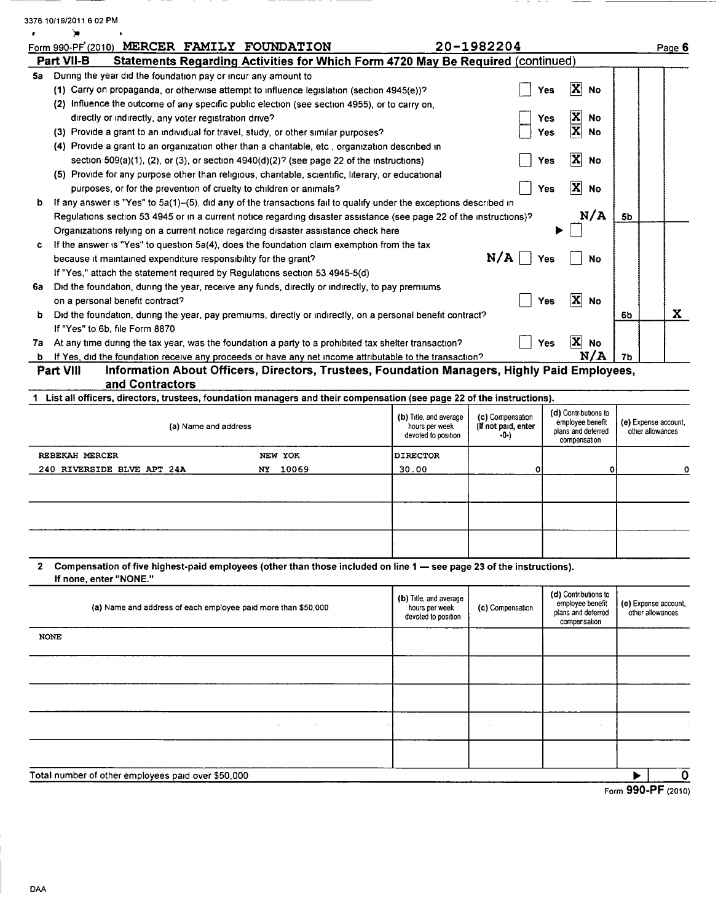3376 10/19/2011 6 02 PM

Form 990-PF (2010) MERCER FAMILY FOUNDATION 20-1982204 Page 6

**Part VII-B Statements Regarding Activities for Which Form 4720 May Be Required (continued)**

**5a** During the year did the foundation pay or incur any amount to

(1) Carry on propaganda, or otherwise attempt to influence legislation (section 4945(e))? ☐ Yes ☒ No

(2) Influence the outcome of any specific public election (see section 4955), or to carry on, directly or indirectly, any voter registration drive? ☐ Yes ☒ No

(3) Provide a grant to an individual for travel, study, or other similar purposes? ☐ Yes ☒ No

(4) Provide a grant to an organization other than a charitable, etc , organization described in section 509(a)(1), (2), or (3), or section 4940(d)(2)? (see page 22 of the instructions) ☐ Yes ☒ No

(5) Provide for any purpose other than religious, charitable, scientific, literary, or educational purposes, or for the prevention of cruelty to children or animals? ☐ Yes ☒ No

**b** If any answer is "Yes" to 5a(1)–(5), did any of the transactions fail to qualify under the exceptions described in Regulations section 53 4945 or in a current notice regarding disaster assistance (see page 22 of the instructions)? N/A **5b**

Organizations relying on a current notice regarding disaster assistance check here ▶ ☐

**c** If the answer is "Yes" to question 5a(4), does the foundation claim exemption from the tax because it maintained expenditure responsibility for the grant? N/A ☐ Yes ☐ No

If "Yes," attach the statement required by Regulations section 53 4945-5(d)

**6a** Did the foundation, during the year, receive any funds, directly or indirectly, to pay premiums on a personal benefit contract? ☐ Yes ☒ No

**b** Did the foundation, during the year, pay premiums, directly or indirectly, on a personal benefit contract? **6b** No: X

If "Yes" to 6b, file Form 8870

**7a** At any time during the tax year, was the foundation a party to a prohibited tax shelter transaction? ☐ Yes ☒ No

**b** If Yes, did the foundation receive any proceeds or have any net income attributable to the transaction? N/A **7b**

**Part VIII Information About Officers, Directors, Trustees, Foundation Managers, Highly Paid Employees, and Contractors**

**1 List all officers, directors, trustees, foundation managers and their compensation (see page 22 of the instructions).**

| (a) Name and address | (b) Title, and average hours per week devoted to position | (c) Compensation (If not paid, enter -0-) | (d) Contributions to employee benefit plans and deferred compensation | (e) Expense account, other allowances |
|---|---|---|---|---|
| REBEKAH MERCER NEW YOK<br>240 RIVERSIDE BLVE APT 24A NY 10069 | DIRECTOR<br>30.00 | 0 | 0 | 0 |
| | | | | |
| | | | | |
| | | | | |

**2 Compensation of five highest-paid employees (other than those included on line 1 — see page 23 of the instructions). If none, enter "NONE."**

| (a) Name and address of each employee paid more than $50,000 | (b) Title, and average hours per week devoted to position | (c) Compensation | (d) Contributions to employee benefit plans and deferred compensation | (e) Expense account, other allowances |
|---|---|---|---|---|
| NONE | | | | |
| | | | | |
| | | | | |
| | | | | |
| | | | | |

Total number of other employees paid over $50,000 ▶ 0

Form **990-PF** (2010)

DAA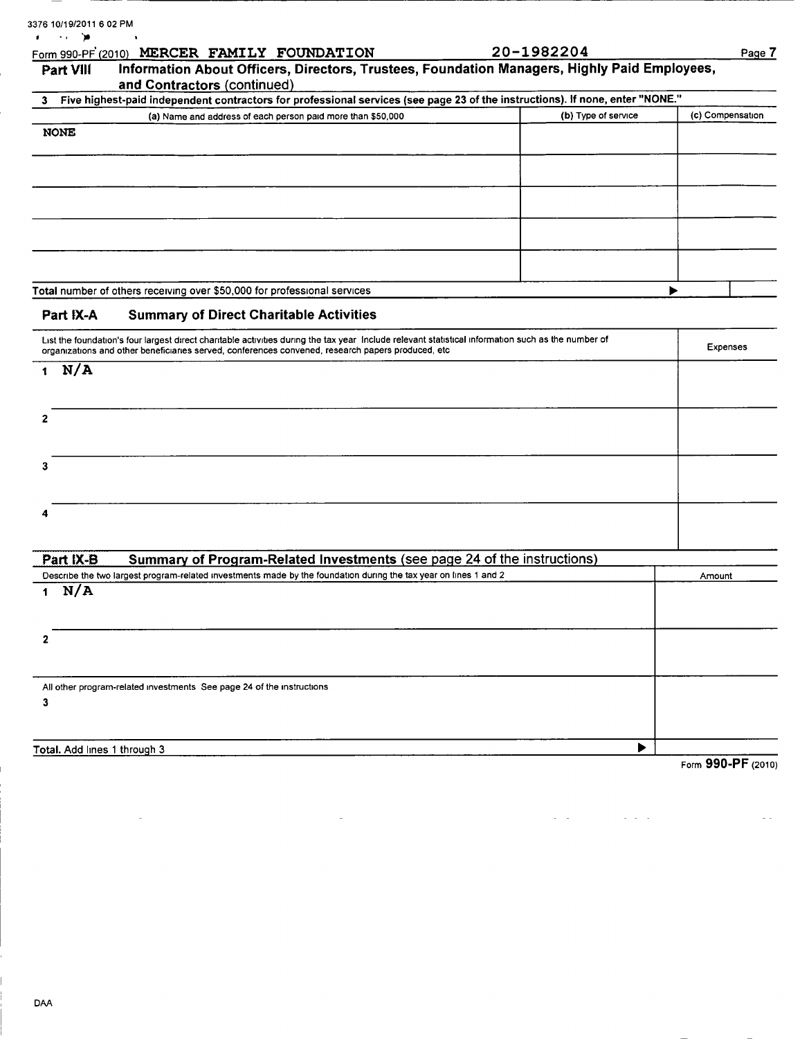Form 990-PF (2010) MERCER FAMILY FOUNDATION 20-1982204

## Part VIII Information About Officers, Directors, Trustees, Foundation Managers, Highly Paid Employees, and Contractors (continued)

**3 Five highest-paid independent contractors for professional services (see page 23 of the instructions). If none, enter "NONE."**

| (a) Name and address of each person paid more than $50,000 | (b) Type of service | (c) Compensation |
|---|---|---|
| NONE | | |
| | | |
| | | |
| | | |
| | | |

Total number of others receiving over $50,000 for professional services ▶

## Part IX-A Summary of Direct Charitable Activities

| List the foundation's four largest direct charitable activities during the tax year Include relevant statistical information such as the number of organizations and other beneficiaries served, conferences convened, research papers produced, etc | Expenses |
|---|---|
| 1 N/A | |
| 2 | |
| 3 | |
| 4 | |

## Part IX-B Summary of Program-Related Investments (see page 24 of the instructions)

| Describe the two largest program-related investments made by the foundation during the tax year on lines 1 and 2 | Amount |
|---|---|
| 1 N/A | |
| 2 | |
| All other program-related investments See page 24 of the instructions | |
| 3 | |
| Total. Add lines 1 through 3 ▶ | |

Form 990-PF (2010)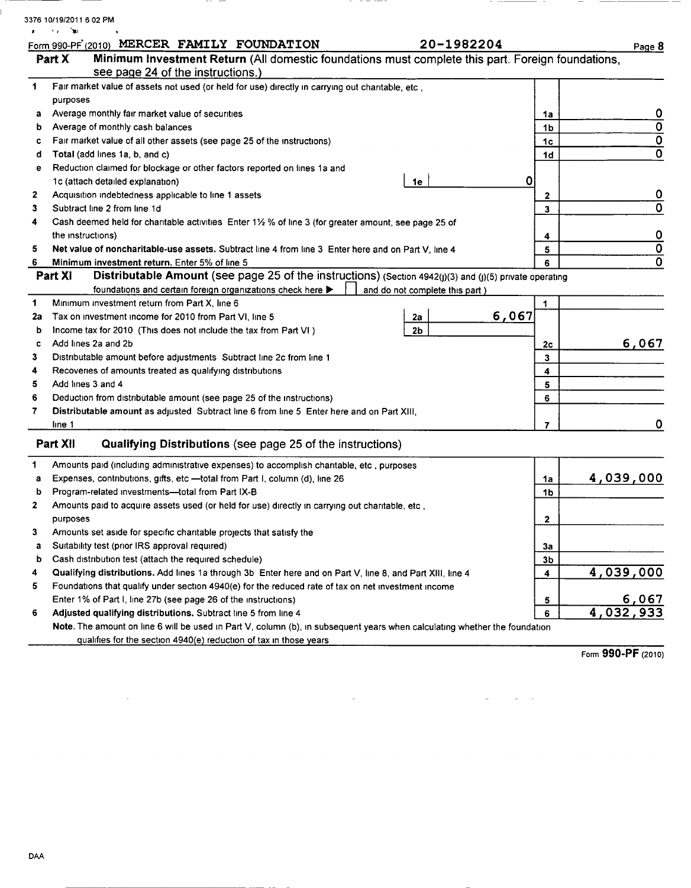Form 990-PF (2010) MERCER FAMILY FOUNDATION 20-1982204 Page 8

## Part X Minimum Investment Return (All domestic foundations must complete this part. Foreign foundations, see page 24 of the instructions.)

| | | | | | |
|---|---|---|---|---|---|
| 1 | Fair market value of assets not used (or held for use) directly in carrying out charitable, etc , purposes | | | | |
| a | Average monthly fair market value of securities | | | 1a | 0 |
| b | Average of monthly cash balances | | | 1b | 0 |
| c | Fair market value of all other assets (see page 25 of the instructions) | | | 1c | 0 |
| d | Total (add lines 1a, b, and c) | | | 1d | 0 |
| e | Reduction claimed for blockage or other factors reported on lines 1a and 1c (attach detailed explanation) | 1e | 0 | | |
| 2 | Acquisition indebtedness applicable to line 1 assets | | | 2 | 0 |
| 3 | Subtract line 2 from line 1d | | | 3 | 0 |
| 4 | Cash deemed held for charitable activities Enter 1½ % of line 3 (for greater amount, see page 25 of the instructions) | | | 4 | 0 |
| 5 | **Net value of noncharitable-use assets.** Subtract line 4 from line 3 Enter here and on Part V, line 4 | | | 5 | 0 |
| 6 | **Minimum investment return.** Enter 5% of line 5 | | | 6 | 0 |

## Part XI Distributable Amount (see page 25 of the instructions) (Section 4942(j)(3) and (j)(5) private operating foundations and certain foreign organizations check here ▶ ☐ and do not complete this part.)

| | | | | | |
|---|---|---|---|---|---|
| 1 | Minimum investment return from Part X, line 6 | | | 1 | |
| 2a | Tax on investment income for 2010 from Part VI, line 5 | 2a | 6,067 | | |
| b | Income tax for 2010 (This does not include the tax from Part VI ) | 2b | | | |
| c | Add lines 2a and 2b | | | 2c | 6,067 |
| 3 | Distributable amount before adjustments Subtract line 2c from line 1 | | | 3 | |
| 4 | Recoveries of amounts treated as qualifying distributions | | | 4 | |
| 5 | Add lines 3 and 4 | | | 5 | |
| 6 | Deduction from distributable amount (see page 25 of the instructions) | | | 6 | |
| 7 | **Distributable amount** as adjusted Subtract line 6 from line 5 Enter here and on Part XIII, line 1 | | | 7 | 0 |

## Part XII Qualifying Distributions (see page 25 of the instructions)

| | | | |
|---|---|---|---|
| 1 | Amounts paid (including administrative expenses) to accomplish charitable, etc , purposes | | |
| a | Expenses, contributions, gifts, etc —total from Part I, column (d), line 26 | 1a | 4,039,000 |
| b | Program-related investments—total from Part IX-B | 1b | |
| 2 | Amounts paid to acquire assets used (or held for use) directly in carrying out charitable, etc , purposes | 2 | |
| 3 | Amounts set aside for specific charitable projects that satisfy the | | |
| a | Suitability test (prior IRS approval required) | 3a | |
| b | Cash distribution test (attach the required schedule) | 3b | |
| 4 | **Qualifying distributions.** Add lines 1a through 3b Enter here and on Part V, line 8, and Part XIII, line 4 | 4 | 4,039,000 |
| 5 | Foundations that qualify under section 4940(e) for the reduced rate of tax on net investment income Enter 1% of Part I, line 27b (see page 26 of the instructions) | 5 | 6,067 |
| 6 | **Adjusted qualifying distributions.** Subtract line 5 from line 4 | 6 | 4,032,933 |

**Note.** The amount on line 6 will be used in Part V, column (b), in subsequent years when calculating whether the foundation qualifies for the section 4940(e) reduction of tax in those years

Form **990-PF** (2010)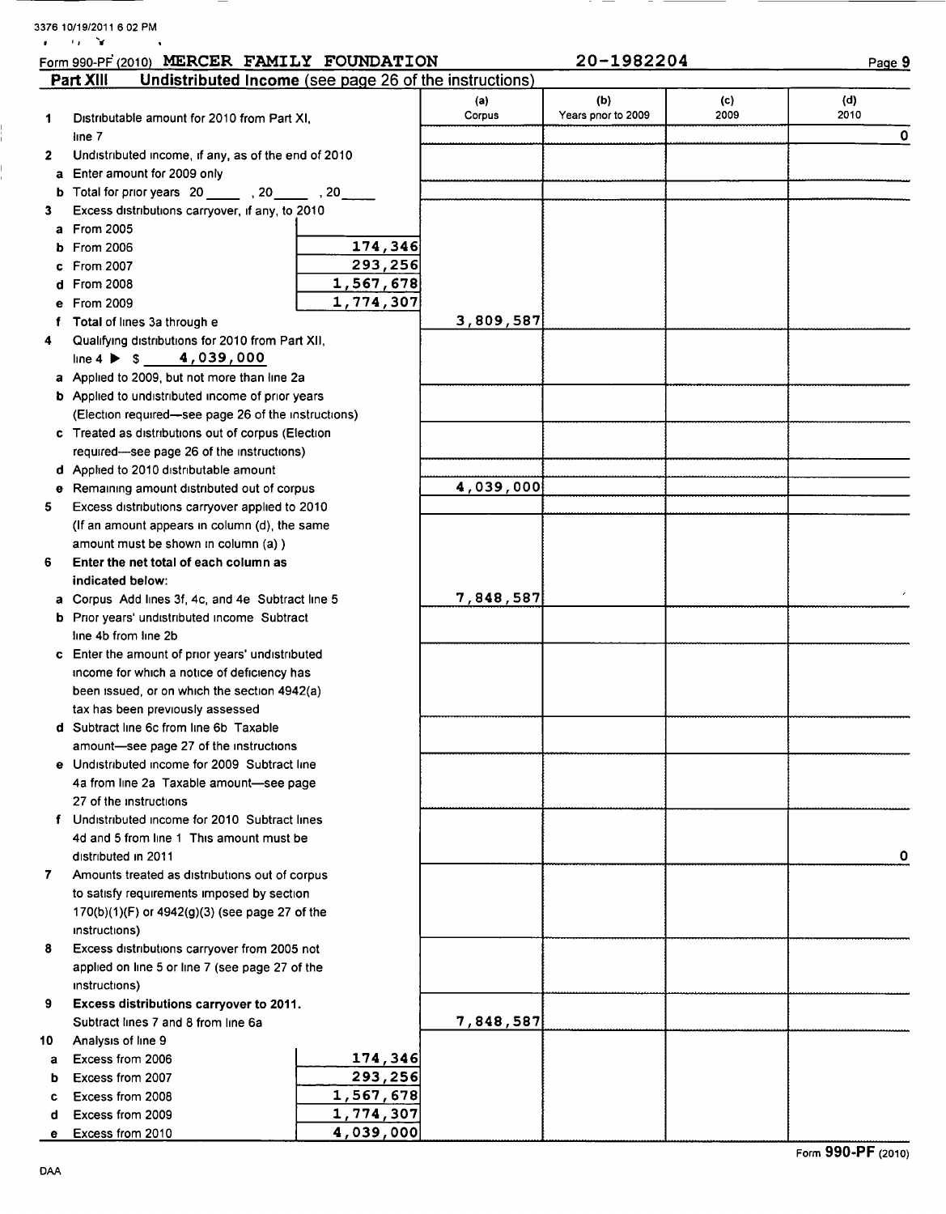Form 990-PF (2010) MERCER FAMILY FOUNDATION 20-1982204

## Part XIII Undistributed Income (see page 26 of the instructions)

| | | (a) Corpus | (b) Years prior to 2009 | (c) 2009 | (d) 2010 |
|---|---|---|---|---|---|
| 1 | Distributable amount for 2010 from Part XI, line 7 | | | | 0 |
| 2 | Undistributed income, if any, as of the end of 2010 | | | | |
| a | Enter amount for 2009 only | | | | |
| b | Total for prior years 20\_\_\_\_, 20\_\_\_\_, 20\_\_\_\_ | | | | |
| 3 | Excess distributions carryover, if any, to 2010 | | | | |
| a | From 2005 | | | | |
| b | From 2006 174,346 | | | | |
| c | From 2007 293,256 | | | | |
| d | From 2008 1,567,678 | | | | |
| e | From 2009 1,774,307 | | | | |
| f | Total of lines 3a through e | 3,809,587 | | | |
| 4 | Qualifying distributions for 2010 from Part XII, line 4 ▶ $ 4,039,000 | | | | |
| a | Applied to 2009, but not more than line 2a | | | | |
| b | Applied to undistributed income of prior years (Election required—see page 26 of the instructions) | | | | |
| c | Treated as distributions out of corpus (Election required—see page 26 of the instructions) | | | | |
| d | Applied to 2010 distributable amount | | | | |
| e | Remaining amount distributed out of corpus | 4,039,000 | | | |
| 5 | Excess distributions carryover applied to 2010 (If an amount appears in column (d), the same amount must be shown in column (a).) | | | | |
| 6 | **Enter the net total of each column as indicated below:** | | | | |
| a | Corpus Add lines 3f, 4c, and 4e Subtract line 5 | 7,848,587 | | | |
| b | Prior years' undistributed income Subtract line 4b from line 2b | | | | |
| c | Enter the amount of prior years' undistributed income for which a notice of deficiency has been issued, or on which the section 4942(a) tax has been previously assessed | | | | |
| d | Subtract line 6c from line 6b Taxable amount—see page 27 of the instructions | | | | |
| e | Undistributed income for 2009 Subtract line 4a from line 2a Taxable amount—see page 27 of the instructions | | | | |
| f | Undistributed income for 2010 Subtract lines 4d and 5 from line 1 This amount must be distributed in 2011 | | | | 0 |
| 7 | Amounts treated as distributions out of corpus to satisfy requirements imposed by section 170(b)(1)(F) or 4942(g)(3) (see page 27 of the instructions) | | | | |
| 8 | Excess distributions carryover from 2005 not applied on line 5 or line 7 (see page 27 of the instructions) | | | | |
| 9 | **Excess distributions carryover to 2011.** Subtract lines 7 and 8 from line 6a | 7,848,587 | | | |
| 10 | Analysis of line 9 | | | | |
| a | Excess from 2006 174,346 | | | | |
| b | Excess from 2007 293,256 | | | | |
| c | Excess from 2008 1,567,678 | | | | |
| d | Excess from 2009 1,774,307 | | | | |
| e | Excess from 2010 4,039,000 | | | | |

Form **990-PF** (2010)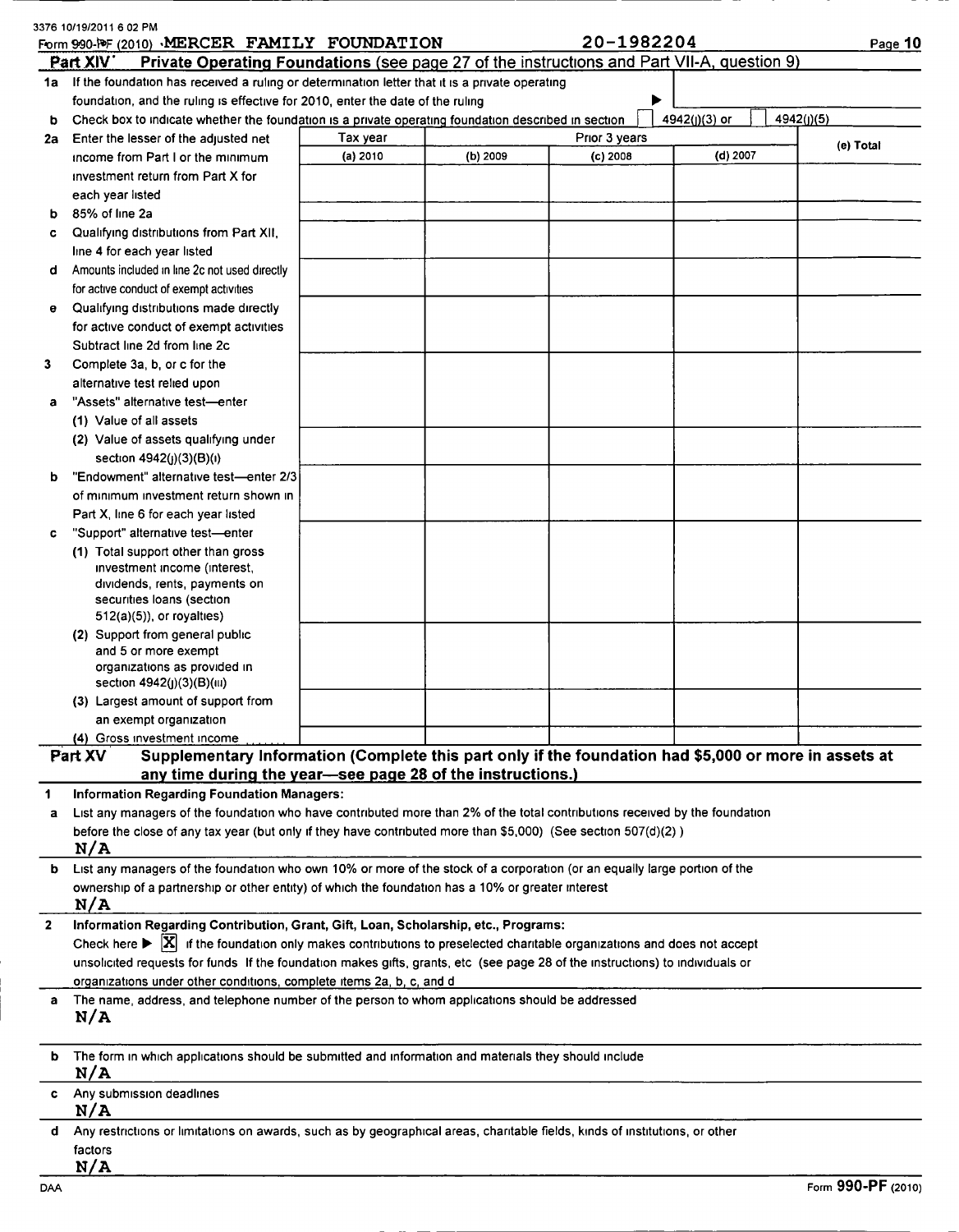3376 10/19/2011 6 02 PM

Form 990-PF (2010) MERCER FAMILY FOUNDATION 20-1982204 Page 10

**Part XIV Private Operating Foundations** (see page 27 of the instructions and Part VII-A, question 9)

1a If the foundation has received a ruling or determination letter that it is a private operating foundation, and the ruling is effective for 2010, enter the date of the ruling ▶

b Check box to indicate whether the foundation is a private operating foundation described in section ☐ 4942(j)(3) or ☐ 4942(j)(5)

| | Tax year | Prior 3 years | | | |
|---|---|---|---|---|---|
| | (a) 2010 | (b) 2009 | (c) 2008 | (d) 2007 | (e) Total |
| 2a Enter the lesser of the adjusted net income from Part I or the minimum investment return from Part X for each year listed | | | | | |
| b 85% of line 2a | | | | | |
| c Qualifying distributions from Part XII, line 4 for each year listed | | | | | |
| d Amounts included in line 2c not used directly for active conduct of exempt activities | | | | | |
| e Qualifying distributions made directly for active conduct of exempt activities Subtract line 2d from line 2c | | | | | |
| 3 Complete 3a, b, or c for the alternative test relied upon | | | | | |
| a "Assets" alternative test—enter | | | | | |
| (1) Value of all assets | | | | | |
| (2) Value of assets qualifying under section 4942(j)(3)(B)(i) | | | | | |
| b "Endowment" alternative test—enter 2/3 of minimum investment return shown in Part X, line 6 for each year listed | | | | | |
| c "Support" alternative test—enter | | | | | |
| (1) Total support other than gross investment income (interest, dividends, rents, payments on securities loans (section 512(a)(5)), or royalties) | | | | | |
| (2) Support from general public and 5 or more exempt organizations as provided in section 4942(j)(3)(B)(iii) | | | | | |
| (3) Largest amount of support from an exempt organization | | | | | |
| (4) Gross investment income | | | | | |

**Part XV Supplementary Information (Complete this part only if the foundation had $5,000 or more in assets at any time during the year—see page 28 of the instructions.)**

**1 Information Regarding Foundation Managers:**

a List any managers of the foundation who have contributed more than 2% of the total contributions received by the foundation before the close of any tax year (but only if they have contributed more than $5,000) (See section 507(d)(2))

N/A

b List any managers of the foundation who own 10% or more of the stock of a corporation (or an equally large portion of the ownership of a partnership or other entity) of which the foundation has a 10% or greater interest

N/A

**2 Information Regarding Contribution, Grant, Gift, Loan, Scholarship, etc., Programs:**

Check here ▶ ☒ if the foundation only makes contributions to preselected charitable organizations and does not accept unsolicited requests for funds If the foundation makes gifts, grants, etc (see page 28 of the instructions) to individuals or organizations under other conditions, complete items 2a, b, c, and d

a The name, address, and telephone number of the person to whom applications should be addressed

N/A

b The form in which applications should be submitted and information and materials they should include

N/A

c Any submission deadlines

N/A

d Any restrictions or limitations on awards, such as by geographical areas, charitable fields, kinds of institutions, or other factors

N/A

DAA Form 990-PF (2010)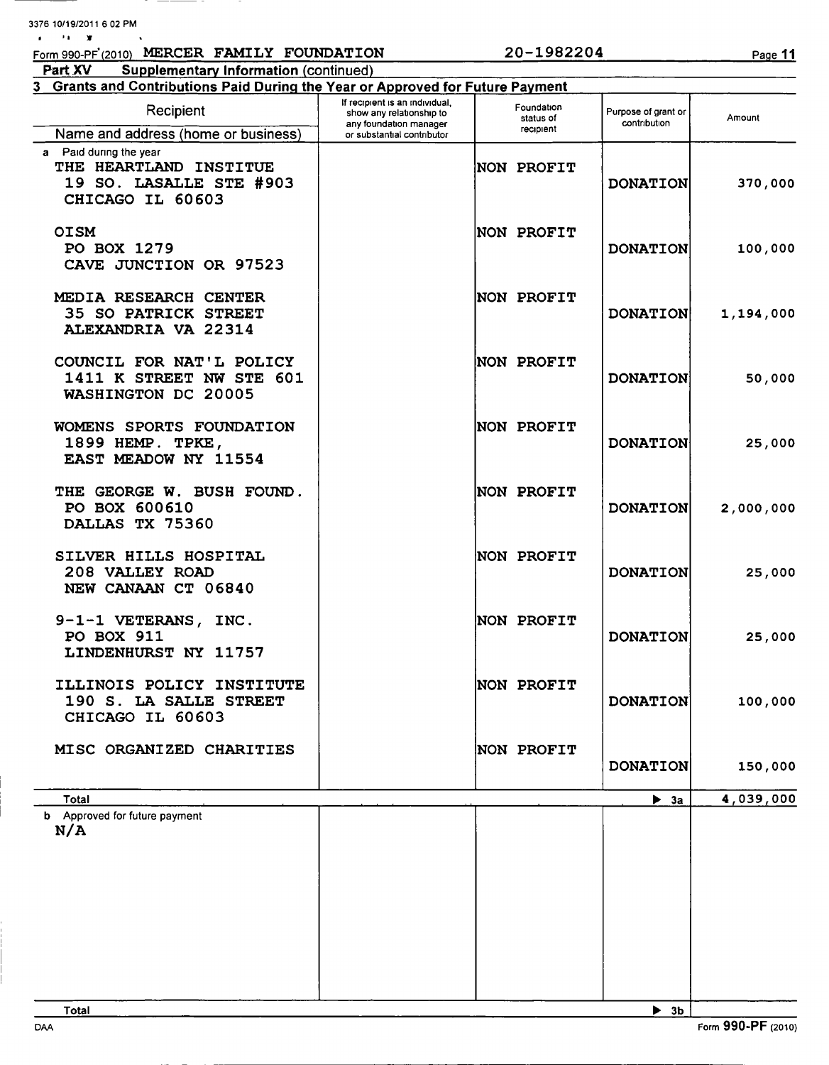Form 990-PF (2010) MERCER FAMILY FOUNDATION 20-1982204

**Part XV Supplementary Information** (continued)

**3 Grants and Contributions Paid During the Year or Approved for Future Payment**

| Recipient<br>Name and address (home or business) | If recipient is an individual, show any relationship to any foundation manager or substantial contributor | Foundation status of recipient | Purpose of grant or contribution | Amount |
|---|---|---|---|---|
| **a** Paid during the year | | | | |
| THE HEARTLAND INSTITUE<br>19 SO. LASALLE STE #903<br>CHICAGO IL 60603 | | NON PROFIT | DONATION | 370,000 |
| OISM<br>PO BOX 1279<br>CAVE JUNCTION OR 97523 | | NON PROFIT | DONATION | 100,000 |
| MEDIA RESEARCH CENTER<br>35 SO PATRICK STREET<br>ALEXANDRIA VA 22314 | | NON PROFIT | DONATION | 1,194,000 |
| COUNCIL FOR NAT'L POLICY<br>1411 K STREET NW STE 601<br>WASHINGTON DC 20005 | | NON PROFIT | DONATION | 50,000 |
| WOMENS SPORTS FOUNDATION<br>1899 HEMP. TPKE,<br>EAST MEADOW NY 11554 | | NON PROFIT | DONATION | 25,000 |
| THE GEORGE W. BUSH FOUND.<br>PO BOX 600610<br>DALLAS TX 75360 | | NON PROFIT | DONATION | 2,000,000 |
| SILVER HILLS HOSPITAL<br>208 VALLEY ROAD<br>NEW CANAAN CT 06840 | | NON PROFIT | DONATION | 25,000 |
| 9-1-1 VETERANS, INC.<br>PO BOX 911<br>LINDENHURST NY 11757 | | NON PROFIT | DONATION | 25,000 |
| ILLINOIS POLICY INSTITUTE<br>190 S. LA SALLE STREET<br>CHICAGO IL 60603 | | NON PROFIT | DONATION | 100,000 |
| MISC ORGANIZED CHARITIES | | NON PROFIT | DONATION | 150,000 |
| **Total** | | | ▶ 3a | 4,039,000 |
| **b** Approved for future payment<br>N/A | | | | |
| **Total** | | | ▶ 3b | |

Form 990-PF (2010)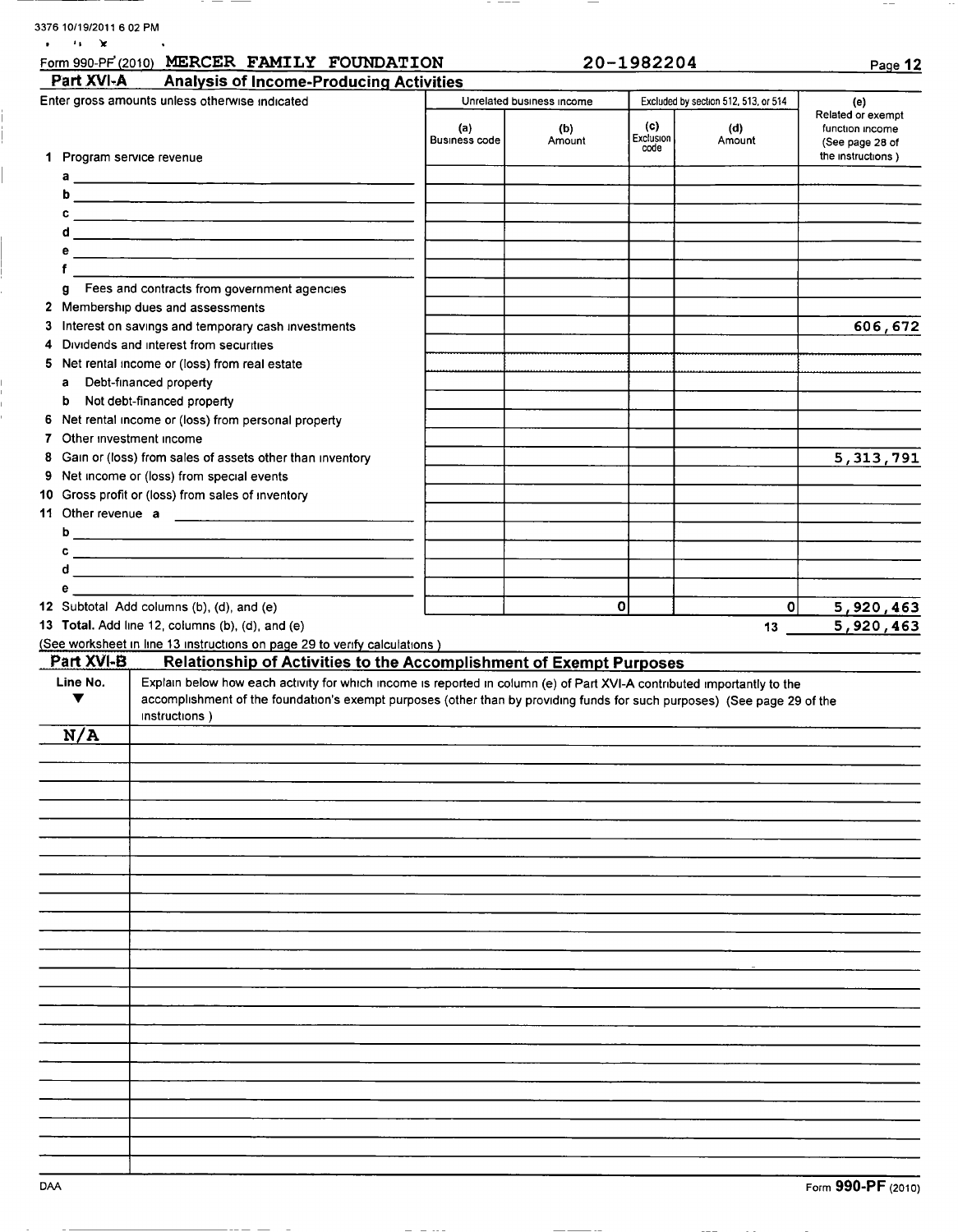3376 10/19/2011 6 02 PM

Form 990-PF (2010) MERCER FAMILY FOUNDATION 20-1982204 Page 12

## Part XVI-A Analysis of Income-Producing Activities

| Enter gross amounts unless otherwise indicated | Unrelated business income | | Excluded by section 512, 513, or 514 | | (e) Related or exempt function income (See page 28 of the instructions ) |
|---|---|---|---|---|---|
| | (a) Business code | (b) Amount | (c) Exclusion code | (d) Amount | |
| 1 Program service revenue | | | | | |
| a | | | | | |
| b | | | | | |
| c | | | | | |
| d | | | | | |
| e | | | | | |
| f | | | | | |
| g Fees and contracts from government agencies | | | | | |
| 2 Membership dues and assessments | | | | | |
| 3 Interest on savings and temporary cash investments | | | | | 606,672 |
| 4 Dividends and interest from securities | | | | | |
| 5 Net rental income or (loss) from real estate | | | | | |
| a Debt-financed property | | | | | |
| b Not debt-financed property | | | | | |
| 6 Net rental income or (loss) from personal property | | | | | |
| 7 Other investment income | | | | | |
| 8 Gain or (loss) from sales of assets other than inventory | | | | | 5,313,791 |
| 9 Net income or (loss) from special events | | | | | |
| 10 Gross profit or (loss) from sales of inventory | | | | | |
| 11 Other revenue a | | | | | |
| b | | | | | |
| c | | | | | |
| d | | | | | |
| e | | | | | |
| 12 Subtotal Add columns (b), (d), and (e) | | 0 | | 0 | 5,920,463 |
| 13 Total. Add line 12, columns (b), (d), and (e) | | | | 13 | 5,920,463 |

(See worksheet in line 13 instructions on page 29 to verify calculations )

## Part XVI-B Relationship of Activities to the Accomplishment of Exempt Purposes

| Line No. ▼ | Explain below how each activity for which income is reported in column (e) of Part XVI-A contributed importantly to the accomplishment of the foundation's exempt purposes (other than by providing funds for such purposes) (See page 29 of the instructions ) |
|---|---|
| N/A | |

DAA Form 990-PF (2010)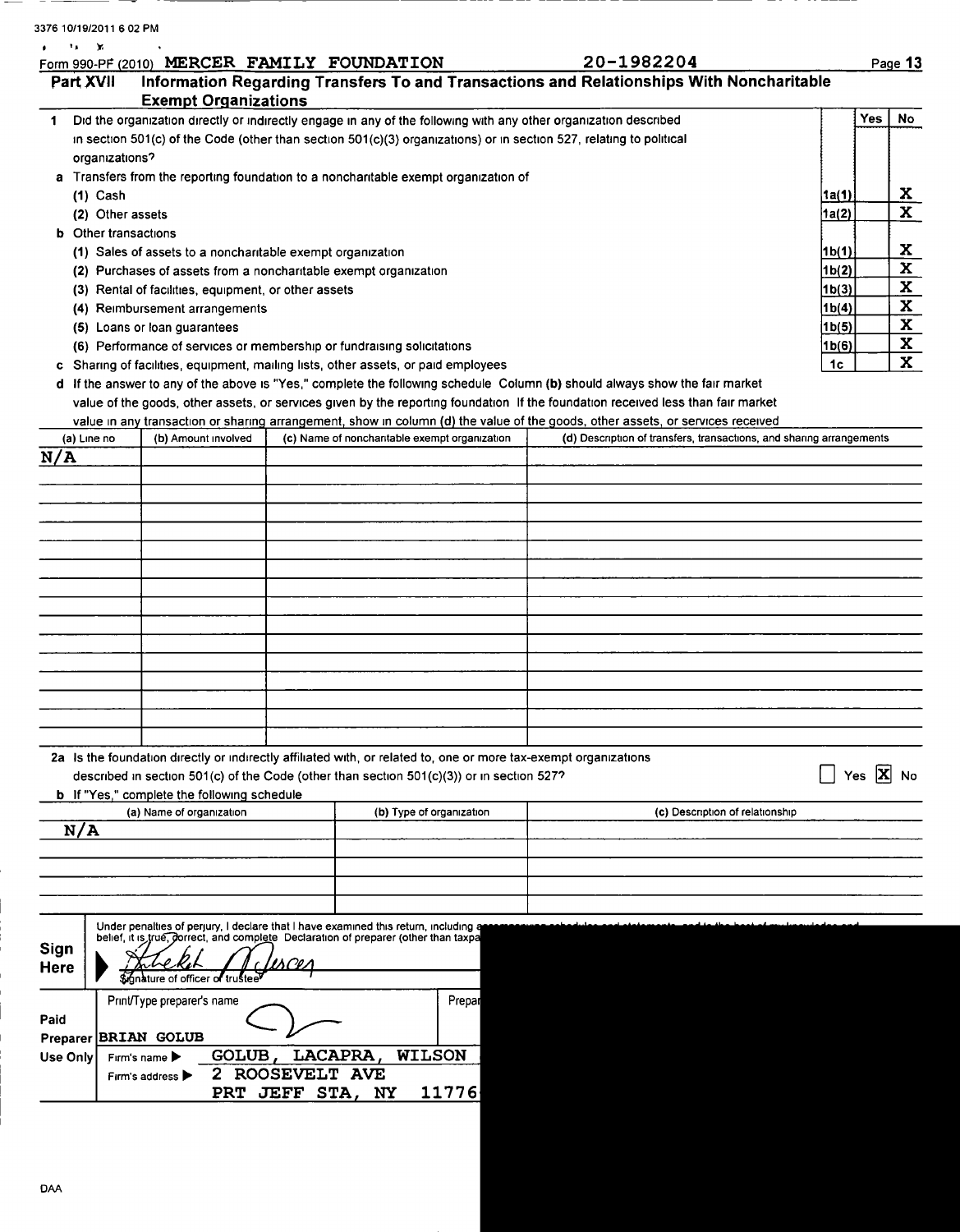3376 10/19/2011 6 02 PM

Form 990-PF (2010) MERCER FAMILY FOUNDATION 20-1982204

## Part XVII Information Regarding Transfers To and Transactions and Relationships With Noncharitable Exempt Organizations

| | | Yes | No |
|---|---|---|---|
| **1** Did the organization directly or indirectly engage in any of the following with any other organization described in section 501(c) of the Code (other than section 501(c)(3) organizations) or in section 527, relating to political organizations? | | | |
| **a** Transfers from the reporting foundation to a noncharitable exempt organization of | | | |
| (1) Cash | 1a(1) | | X |
| (2) Other assets | 1a(2) | | X |
| **b** Other transactions | | | |
| (1) Sales of assets to a noncharitable exempt organization | 1b(1) | | X |
| (2) Purchases of assets from a noncharitable exempt organization | 1b(2) | | X |
| (3) Rental of facilities, equipment, or other assets | 1b(3) | | X |
| (4) Reimbursement arrangements | 1b(4) | | X |
| (5) Loans or loan guarantees | 1b(5) | | X |
| (6) Performance of services or membership or fundraising solicitations | 1b(6) | | X |
| **c** Sharing of facilities, equipment, mailing lists, other assets, or paid employees | 1c | | X |

**d** If the answer to any of the above is "Yes," complete the following schedule Column (b) should always show the fair market value of the goods, other assets, or services given by the reporting foundation If the foundation received less than fair market value in any transaction or sharing arrangement, show in column (d) the value of the goods, other assets, or services received

| (a) Line no | (b) Amount involved | (c) Name of noncharitable exempt organization | (d) Description of transfers, transactions, and sharing arrangements |
|---|---|---|---|
| N/A | | | |

**2a** Is the foundation directly or indirectly affiliated with, or related to, one or more tax-exempt organizations described in section 501(c) of the Code (other than section 501(c)(3)) or in section 527? ☐ Yes ☒ No

**b** If "Yes," complete the following schedule

| (a) Name of organization | (b) Type of organization | (c) Description of relationship |
|---|---|---|
| N/A | | |

**Sign Here**

Under penalties of perjury, I declare that I have examined this return, including a... belief, it is true, correct, and complete Declaration of preparer (other than taxpa...

Signature of officer or trustee

**Paid Preparer Use Only**

Print/Type preparer's name: BRIAN GOLUB

Prepar...

Firm's name ▶ GOLUB, LACAPRA, WILSON

Firm's address ▶ 2 ROOSEVELT AVE
PRT JEFF STA, NY 11776

DAA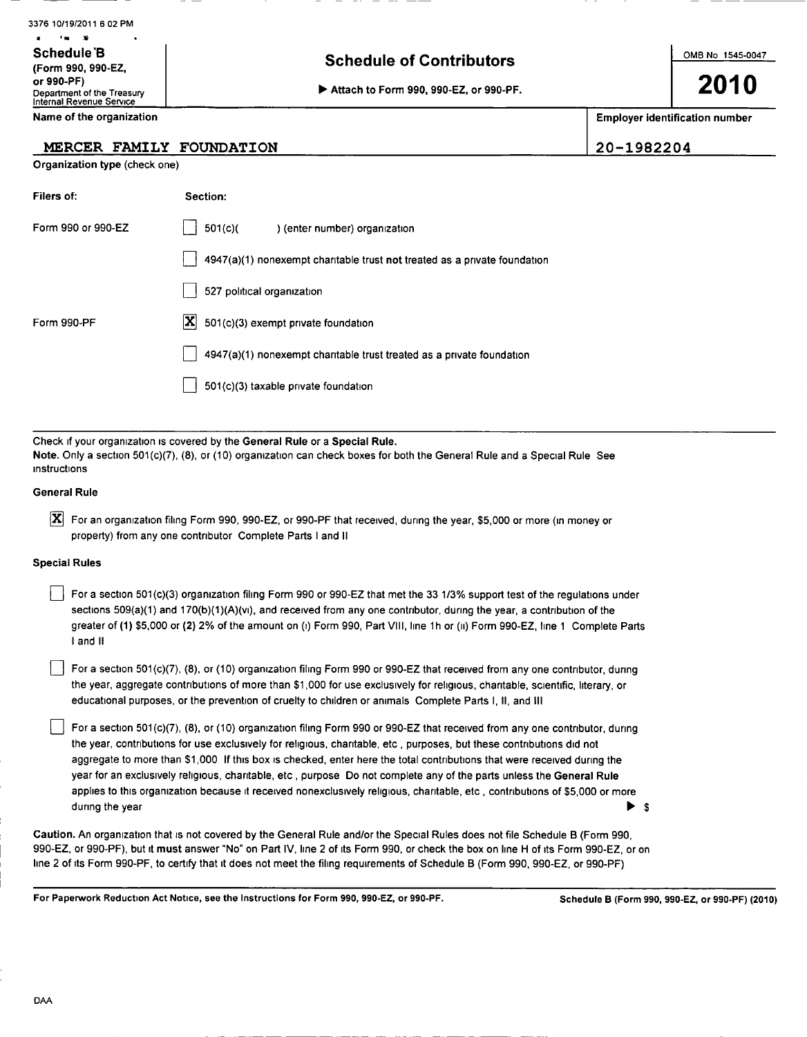3376 10/19/2011 6 02 PM

**Schedule B**
**(Form 990, 990-EZ, or 990-PF)**
Department of the Treasury
Internal Revenue Service

# Schedule of Contributors

▶ Attach to Form 990, 990-EZ, or 990-PF.

OMB No 1545-0047

**2010**

| Name of the organization | Employer identification number |
|---|---|
| MERCER FAMILY FOUNDATION | 20-1982204 |

Organization type (check one)

| Filers of: | Section: |
|---|---|
| Form 990 or 990-EZ | ☐ 501(c)( ) (enter number) organization |
| | ☐ 4947(a)(1) nonexempt charitable trust **not** treated as a private foundation |
| | ☐ 527 political organization |
| Form 990-PF | ☒ 501(c)(3) exempt private foundation |
| | ☐ 4947(a)(1) nonexempt charitable trust treated as a private foundation |
| | ☐ 501(c)(3) taxable private foundation |

Check if your organization is covered by the **General Rule** or a **Special Rule.**

**Note.** Only a section 501(c)(7), (8), or (10) organization can check boxes for both the General Rule and a Special Rule See instructions

**General Rule**

☒ For an organization filing Form 990, 990-EZ, or 990-PF that received, during the year, $5,000 or more (in money or property) from any one contributor Complete Parts I and II

**Special Rules**

☐ For a section 501(c)(3) organization filing Form 990 or 990-EZ that met the 33 1/3% support test of the regulations under sections 509(a)(1) and 170(b)(1)(A)(vi), and received from any one contributor, during the year, a contribution of the greater of **(1)** $5,000 or **(2)** 2% of the amount on (i) Form 990, Part VIII, line 1h or (ii) Form 990-EZ, line 1 Complete Parts I and II

☐ For a section 501(c)(7), (8), or (10) organization filing Form 990 or 990-EZ that received from any one contributor, during the year, aggregate contributions of more than $1,000 for use exclusively for religious, charitable, scientific, literary, or educational purposes, or the prevention of cruelty to children or animals Complete Parts I, II, and III

☐ For a section 501(c)(7), (8), or (10) organization filing Form 990 or 990-EZ that received from any one contributor, during the year, contributions for use exclusively for religious, charitable, etc , purposes, but these contributions did not aggregate to more than $1,000 If this box is checked, enter here the total contributions that were received during the year for an exclusively religious, charitable, etc , purpose Do not complete any of the parts unless the **General Rule** applies to this organization because it received nonexclusively religious, charitable, etc , contributions of $5,000 or more during the year ▶ $

**Caution.** An organization that is not covered by the General Rule and/or the Special Rules does not file Schedule B (Form 990, 990-EZ, or 990-PF), but it **must** answer "No" on Part IV, line 2 of its Form 990, or check the box on line H of its Form 990-EZ, or on line 2 of its Form 990-PF, to certify that it does not meet the filing requirements of Schedule B (Form 990, 990-EZ, or 990-PF)

**For Paperwork Reduction Act Notice, see the Instructions for Form 990, 990-EZ, or 990-PF.** **Schedule B (Form 990, 990-EZ, or 990-PF) (2010)**

DAA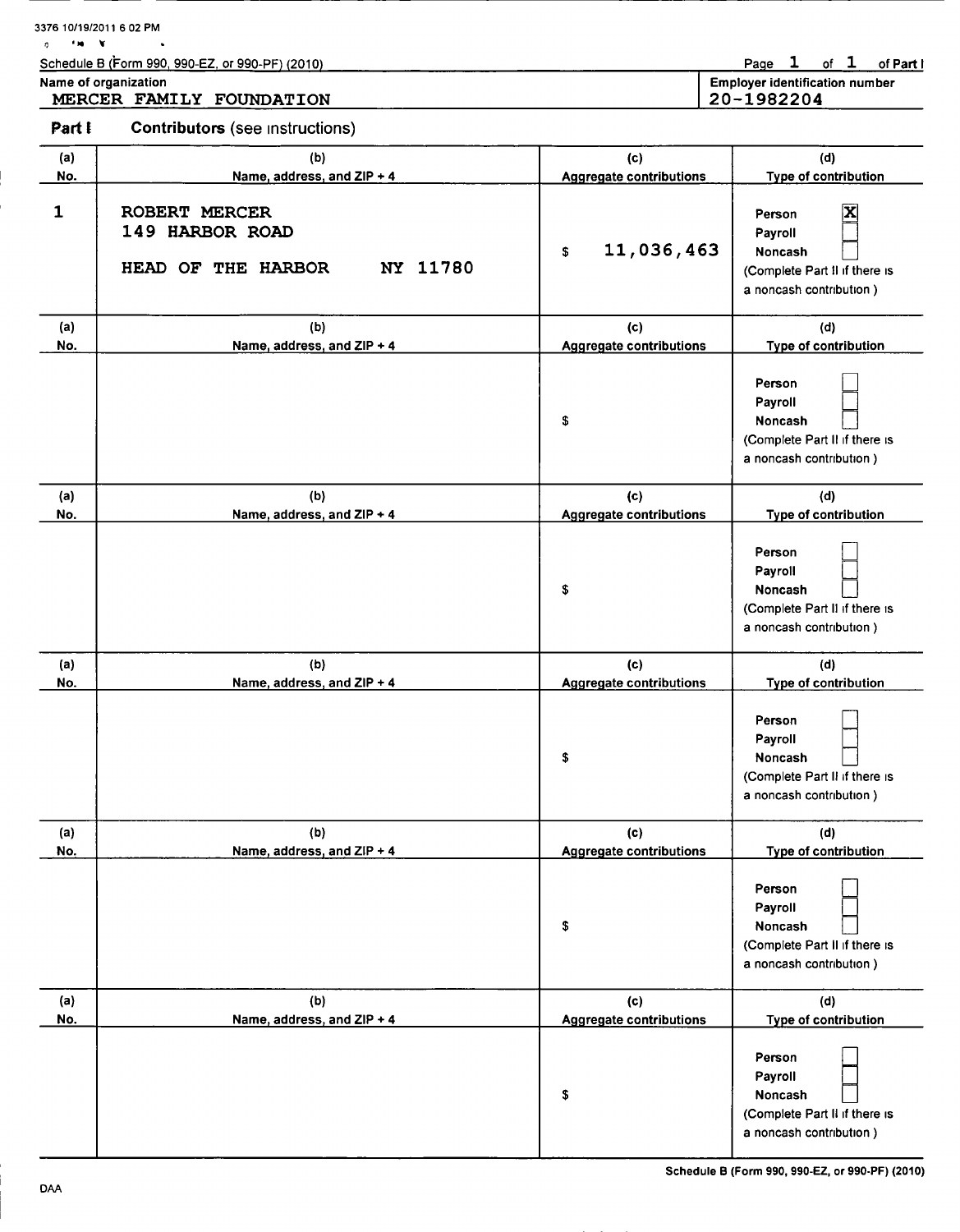3376 10/19/2011 6 02 PM

Schedule B (Form 990, 990-EZ, or 990-PF) (2010)

Page 1 of 1 of Part I

**Name of organization**
MERCER FAMILY FOUNDATION

**Employer identification number**
20-1982204

## Part I Contributors (see instructions)

| (a) No. | (b) Name, address, and ZIP + 4 | (c) Aggregate contributions | (d) Type of contribution |
|---|---|---|---|
| 1 | ROBERT MERCER<br>149 HARBOR ROAD<br>HEAD OF THE HARBOR NY 11780 | $ 11,036,463 | Person [X]<br>Payroll [ ]<br>Noncash [ ]<br>(Complete Part II if there is a noncash contribution ) |
| | | $ | Person [ ]<br>Payroll [ ]<br>Noncash [ ]<br>(Complete Part II if there is a noncash contribution ) |
| | | $ | Person [ ]<br>Payroll [ ]<br>Noncash [ ]<br>(Complete Part II if there is a noncash contribution ) |
| | | $ | Person [ ]<br>Payroll [ ]<br>Noncash [ ]<br>(Complete Part II if there is a noncash contribution ) |
| | | $ | Person [ ]<br>Payroll [ ]<br>Noncash [ ]<br>(Complete Part II if there is a noncash contribution ) |
| | | $ | Person [ ]<br>Payroll [ ]<br>Noncash [ ]<br>(Complete Part II if there is a noncash contribution ) |

DAA

Schedule B (Form 990, 990-EZ, or 990-PF) (2010)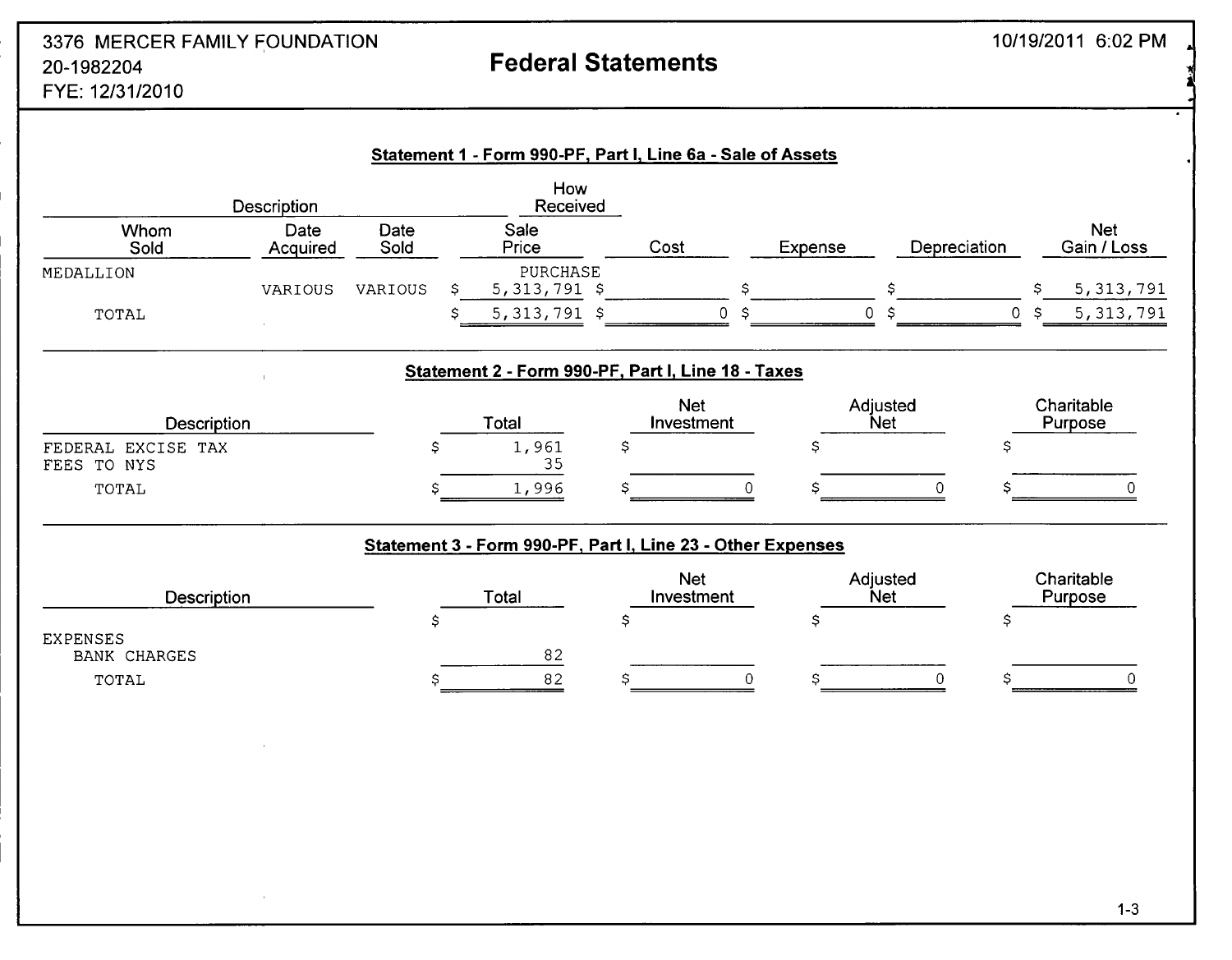3376 MERCER FAMILY FOUNDATION
20-1982204
FYE: 12/31/2010

# Federal Statements

10/19/2011 6:02 PM

## Statement 1 - Form 990-PF, Part I, Line 6a - Sale of Assets

| Description | | | How Received | | | | |
|---|---|---|---|---|---|---|---|
| Whom Sold | Date Acquired | Date Sold | Sale Price | Cost | Expense | Depreciation | Net Gain / Loss |
| MEDALLION | | | PURCHASE | | | | |
| | VARIOUS | VARIOUS | $ 5,313,791 | $ | $ | $ | $ 5,313,791 |
| TOTAL | | | $ 5,313,791 | $ 0 | $ 0 | $ 0 | $ 5,313,791 |

## Statement 2 - Form 990-PF, Part I, Line 18 - Taxes

| Description | Total | Net Investment | Adjusted Net | Charitable Purpose |
|---|---|---|---|---|
| FEDERAL EXCISE TAX | $ 1,961 | $ | $ | $ |
| FEES TO NYS | 35 | | | |
| TOTAL | $ 1,996 | $ 0 | $ 0 | $ 0 |

## Statement 3 - Form 990-PF, Part I, Line 23 - Other Expenses

| Description | Total | Net Investment | Adjusted Net | Charitable Purpose |
|---|---|---|---|---|
| | $ | $ | $ | $ |
| EXPENSES | | | | |
| BANK CHARGES | 82 | | | |
| TOTAL | $ 82 | $ 0 | $ 0 | $ 0 |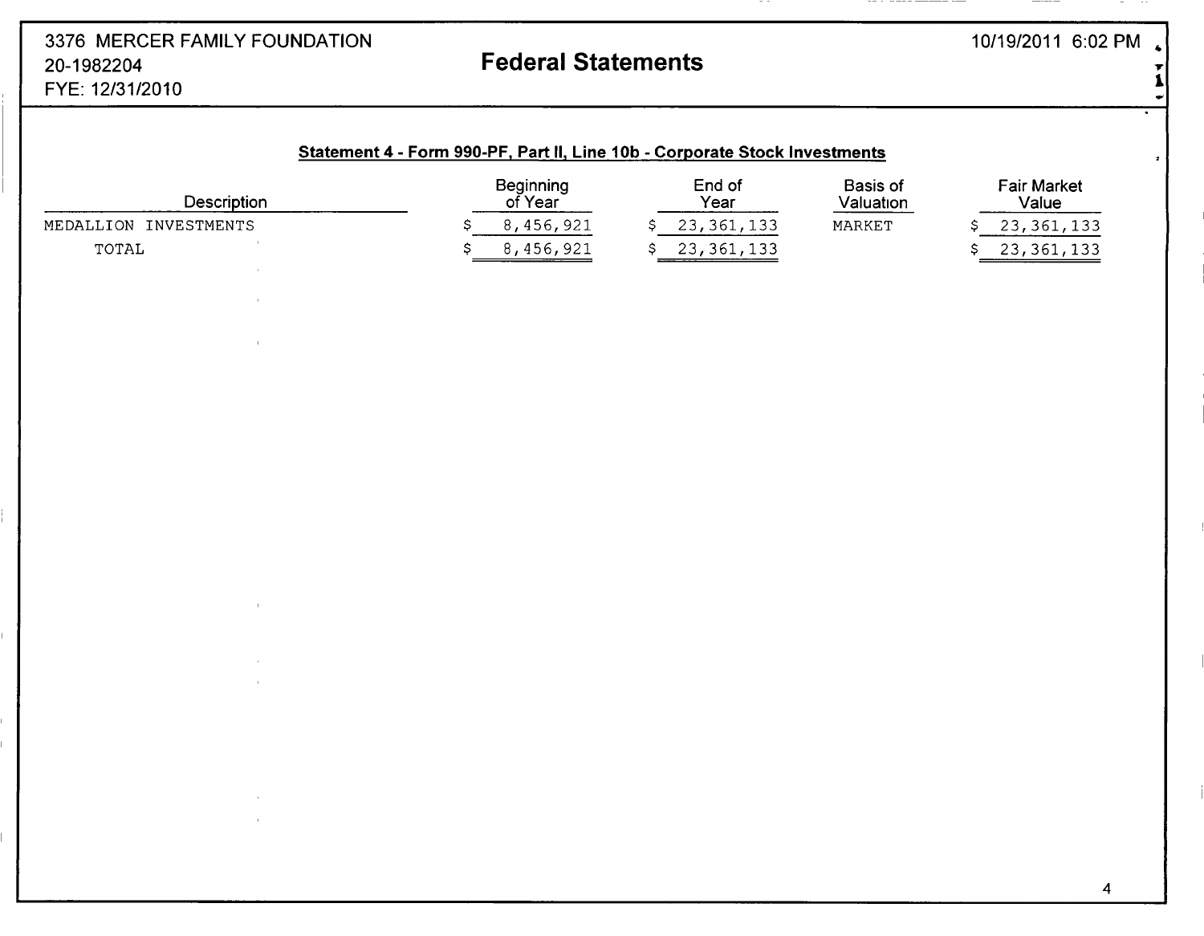3376 MERCER FAMILY FOUNDATION
20-1982204
FYE: 12/31/2010

# Federal Statements

10/19/2011 6:02 PM

## Statement 4 - Form 990-PF, Part II, Line 10b - Corporate Stock Investments

| Description | Beginning of Year | End of Year | Basis of Valuation | Fair Market Value |
|---|---|---|---|---|
| MEDALLION INVESTMENTS | $ 8,456,921 | $ 23,361,133 | MARKET | $ 23,361,133 |
| TOTAL | $ 8,456,921 | $ 23,361,133 | | $ 23,361,133 |